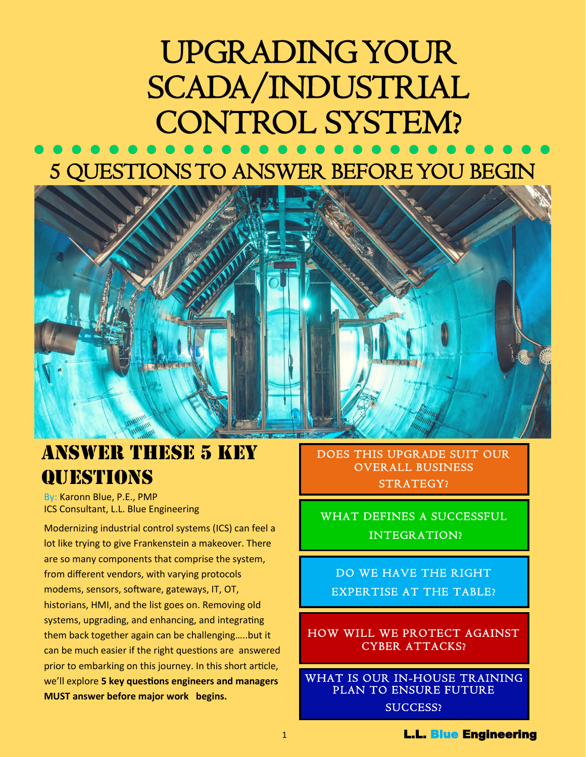# UPGRADING YOUR SCADA/INDUSTRIAL CONTROL SYSTEM?

## 5 QUESTIONS TO ANSWER BEFORE YOU BEGIN

## ANSWER THESE 5 KEY QUESTIONS

By: Karonn Blue, P.E., PMP
ICS Consultant, L.L. Blue Engineering

Modernizing industrial control systems (ICS) can feel a lot like trying to give Frankenstein a makeover. There are so many components that comprise the system, from different vendors, with varying protocols modems, sensors, software, gateways, IT, OT, historians, HMI, and the list goes on. Removing old systems, upgrading, and enhancing, and integrating them back together again can be challenging…..but it can be much easier if the right questions are answered prior to embarking on this journey. In this short article, we'll explore **5 key questions engineers and managers MUST answer before major work begins.**

- DOES THIS UPGRADE SUIT OUR OVERALL BUSINESS STRATEGY?
- WHAT DEFINES A SUCCESSFUL INTEGRATION?
- DO WE HAVE THE RIGHT EXPERTISE AT THE TABLE?
- HOW WILL WE PROTECT AGAINST CYBER ATTACKS?
- WHAT IS OUR IN-HOUSE TRAINING PLAN TO ENSURE FUTURE SUCCESS?

**L.L. Blue Engineering**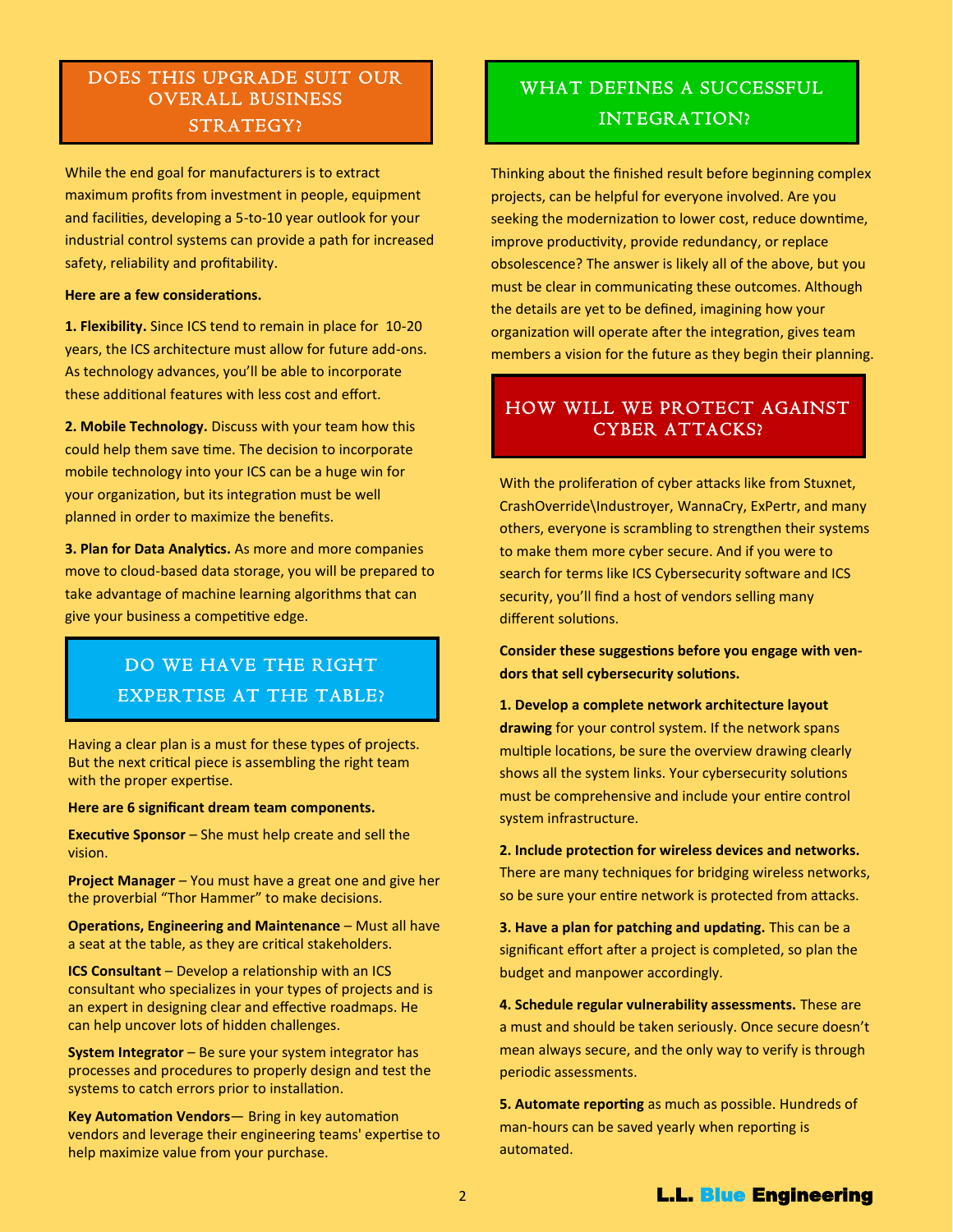## DOES THIS UPGRADE SUIT OUR OVERALL BUSINESS STRATEGY?

While the end goal for manufacturers is to extract maximum profits from investment in people, equipment and facilities, developing a 5-to-10 year outlook for your industrial control systems can provide a path for increased safety, reliability and profitability.

**Here are a few considerations.**

**1. Flexibility.** Since ICS tend to remain in place for 10-20 years, the ICS architecture must allow for future add-ons. As technology advances, you'll be able to incorporate these additional features with less cost and effort.

**2. Mobile Technology.** Discuss with your team how this could help them save time. The decision to incorporate mobile technology into your ICS can be a huge win for your organization, but its integration must be well planned in order to maximize the benefits.

**3. Plan for Data Analytics.** As more and more companies move to cloud-based data storage, you will be prepared to take advantage of machine learning algorithms that can give your business a competitive edge.

## DO WE HAVE THE RIGHT EXPERTISE AT THE TABLE?

Having a clear plan is a must for these types of projects. But the next critical piece is assembling the right team with the proper expertise.

**Here are 6 significant dream team components.**

**Executive Sponsor** – She must help create and sell the vision.

**Project Manager** – You must have a great one and give her the proverbial "Thor Hammer" to make decisions.

**Operations, Engineering and Maintenance** – Must all have a seat at the table, as they are critical stakeholders.

**ICS Consultant** – Develop a relationship with an ICS consultant who specializes in your types of projects and is an expert in designing clear and effective roadmaps. He can help uncover lots of hidden challenges.

**System Integrator** – Be sure your system integrator has processes and procedures to properly design and test the systems to catch errors prior to installation.

**Key Automation Vendors**— Bring in key automation vendors and leverage their engineering teams' expertise to help maximize value from your purchase.

## WHAT DEFINES A SUCCESSFUL INTEGRATION?

Thinking about the finished result before beginning complex projects, can be helpful for everyone involved. Are you seeking the modernization to lower cost, reduce downtime, improve productivity, provide redundancy, or replace obsolescence? The answer is likely all of the above, but you must be clear in communicating these outcomes. Although the details are yet to be defined, imagining how your organization will operate after the integration, gives team members a vision for the future as they begin their planning.

## HOW WILL WE PROTECT AGAINST CYBER ATTACKS?

With the proliferation of cyber attacks like from Stuxnet, CrashOverride\Industroyer, WannaCry, ExPertr, and many others, everyone is scrambling to strengthen their systems to make them more cyber secure. And if you were to search for terms like ICS Cybersecurity software and ICS security, you'll find a host of vendors selling many different solutions.

**Consider these suggestions before you engage with vendors that sell cybersecurity solutions.**

**1. Develop a complete network architecture layout drawing** for your control system. If the network spans multiple locations, be sure the overview drawing clearly shows all the system links. Your cybersecurity solutions must be comprehensive and include your entire control system infrastructure.

**2. Include protection for wireless devices and networks.** There are many techniques for bridging wireless networks, so be sure your entire network is protected from attacks.

**3. Have a plan for patching and updating.** This can be a significant effort after a project is completed, so plan the budget and manpower accordingly.

**4. Schedule regular vulnerability assessments.** These are a must and should be taken seriously. Once secure doesn't mean always secure, and the only way to verify is through periodic assessments.

**5. Automate reporting** as much as possible. Hundreds of man-hours can be saved yearly when reporting is automated.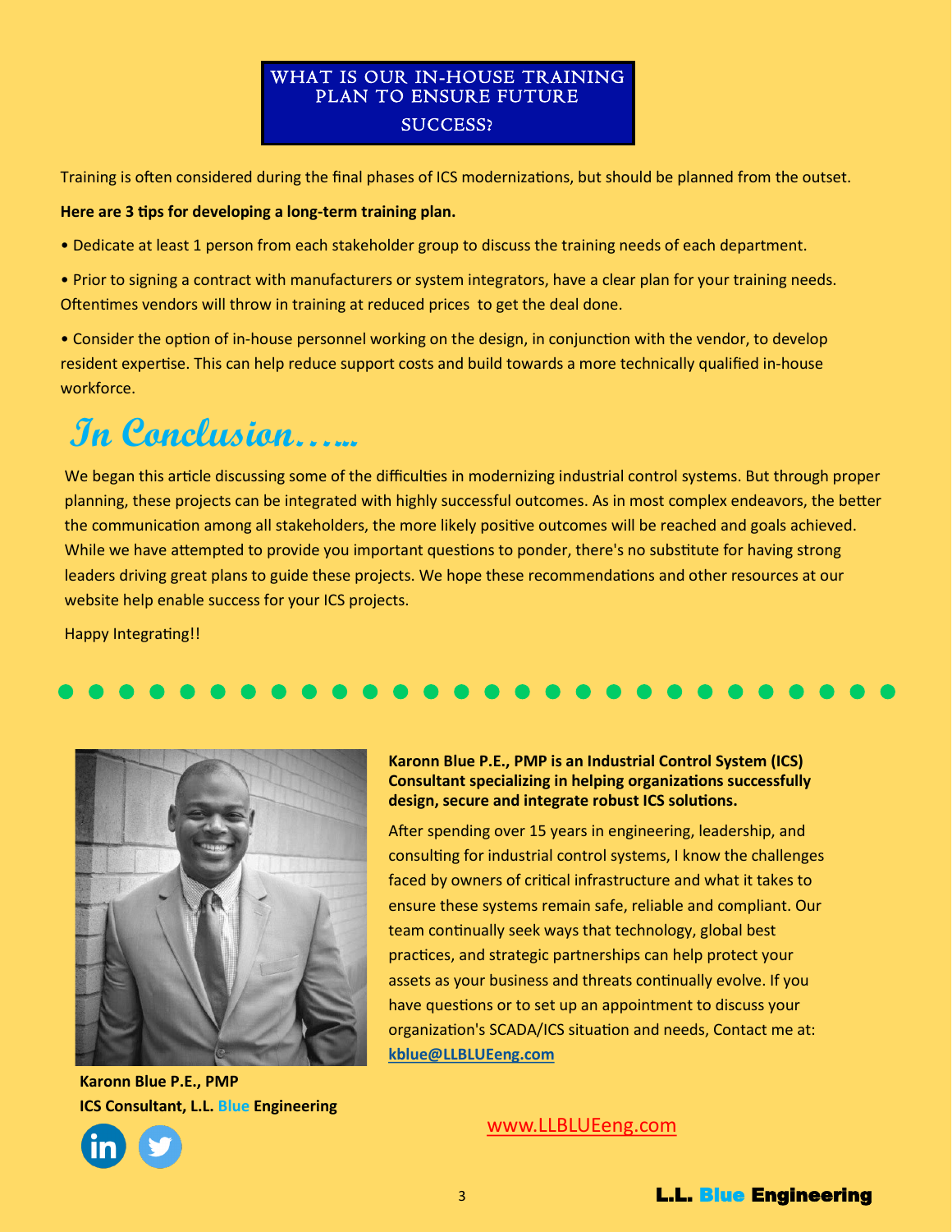## WHAT IS OUR IN-HOUSE TRAINING PLAN TO ENSURE FUTURE SUCCESS?

Training is often considered during the final phases of ICS modernizations, but should be planned from the outset.

**Here are 3 tips for developing a long-term training plan.**

• Dedicate at least 1 person from each stakeholder group to discuss the training needs of each department.

• Prior to signing a contract with manufacturers or system integrators, have a clear plan for your training needs. Oftentimes vendors will throw in training at reduced prices to get the deal done.

• Consider the option of in-house personnel working on the design, in conjunction with the vendor, to develop resident expertise. This can help reduce support costs and build towards a more technically qualified in-house workforce.

# In Conclusion…...

We began this article discussing some of the difficulties in modernizing industrial control systems. But through proper planning, these projects can be integrated with highly successful outcomes. As in most complex endeavors, the better the communication among all stakeholders, the more likely positive outcomes will be reached and goals achieved. While we have attempted to provide you important questions to ponder, there's no substitute for having strong leaders driving great plans to guide these projects. We hope these recommendations and other resources at our website help enable success for your ICS projects.

Happy Integrating!!

**Karonn Blue P.E., PMP**
**ICS Consultant, L.L. Blue Engineering**

**Karonn Blue P.E., PMP is an Industrial Control System (ICS) Consultant specializing in helping organizations successfully design, secure and integrate robust ICS solutions.**

After spending over 15 years in engineering, leadership, and consulting for industrial control systems, I know the challenges faced by owners of critical infrastructure and what it takes to ensure these systems remain safe, reliable and compliant. Our team continually seek ways that technology, global best practices, and strategic partnerships can help protect your assets as your business and threats continually evolve. If you have questions or to set up an appointment to discuss your organization's SCADA/ICS situation and needs, Contact me at: **kblue@LLBLUEeng.com**

www.LLBLUEeng.com